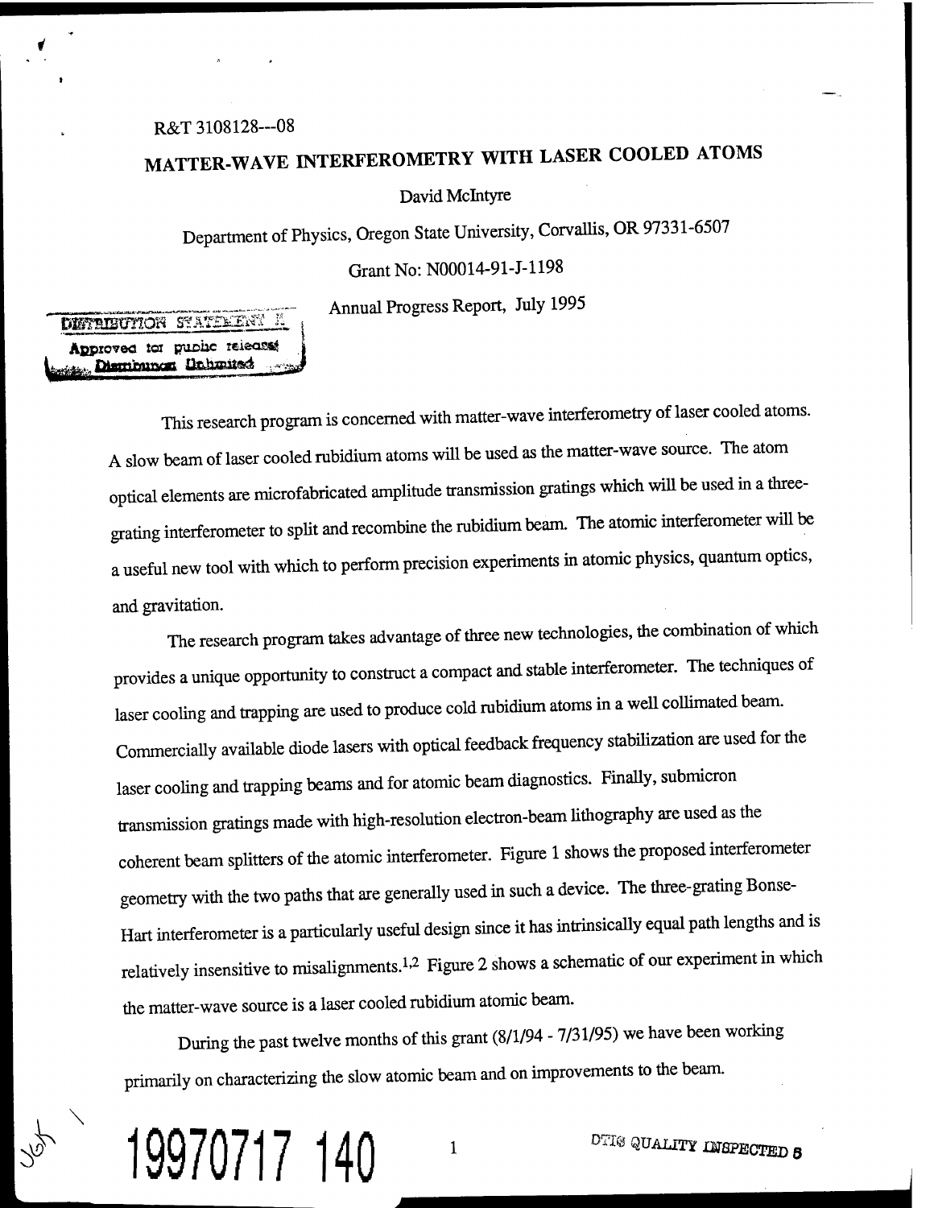R&T 3108128---08

# MATTER-WAVE INTERFEROMETRY WITH LASER COOLED ATOMS

David McIntyre

Department of Physics, Oregon State University, Corvallis, OR 97331-6507

Grant No: N00014-91-J-1198

Annual Progress Report, July 1995

DISTRIBUTION STATEMENT A
Approved for public release;
Distribution Unlimited

This research program is concerned with matter-wave interferometry of laser cooled atoms. A slow beam of laser cooled rubidium atoms will be used as the matter-wave source. The atom optical elements are microfabricated amplitude transmission gratings which will be used in a three-grating interferometer to split and recombine the rubidium beam. The atomic interferometer will be a useful new tool with which to perform precision experiments in atomic physics, quantum optics, and gravitation.

The research program takes advantage of three new technologies, the combination of which provides a unique opportunity to construct a compact and stable interferometer. The techniques of laser cooling and trapping are used to produce cold rubidium atoms in a well collimated beam. Commercially available diode lasers with optical feedback frequency stabilization are used for the laser cooling and trapping beams and for atomic beam diagnostics. Finally, submicron transmission gratings made with high-resolution electron-beam lithography are used as the coherent beam splitters of the atomic interferometer. Figure 1 shows the proposed interferometer geometry with the two paths that are generally used in such a device. The three-grating Bonse-Hart interferometer is a particularly useful design since it has intrinsically equal path lengths and is relatively insensitive to misalignments.[1,2] Figure 2 shows a schematic of our experiment in which the matter-wave source is a laser cooled rubidium atomic beam.

During the past twelve months of this grant (8/1/94 - 7/31/95) we have been working primarily on characterizing the slow atomic beam and on improvements to the beam.

19970717 140

DTIC QUALITY INSPECTED 5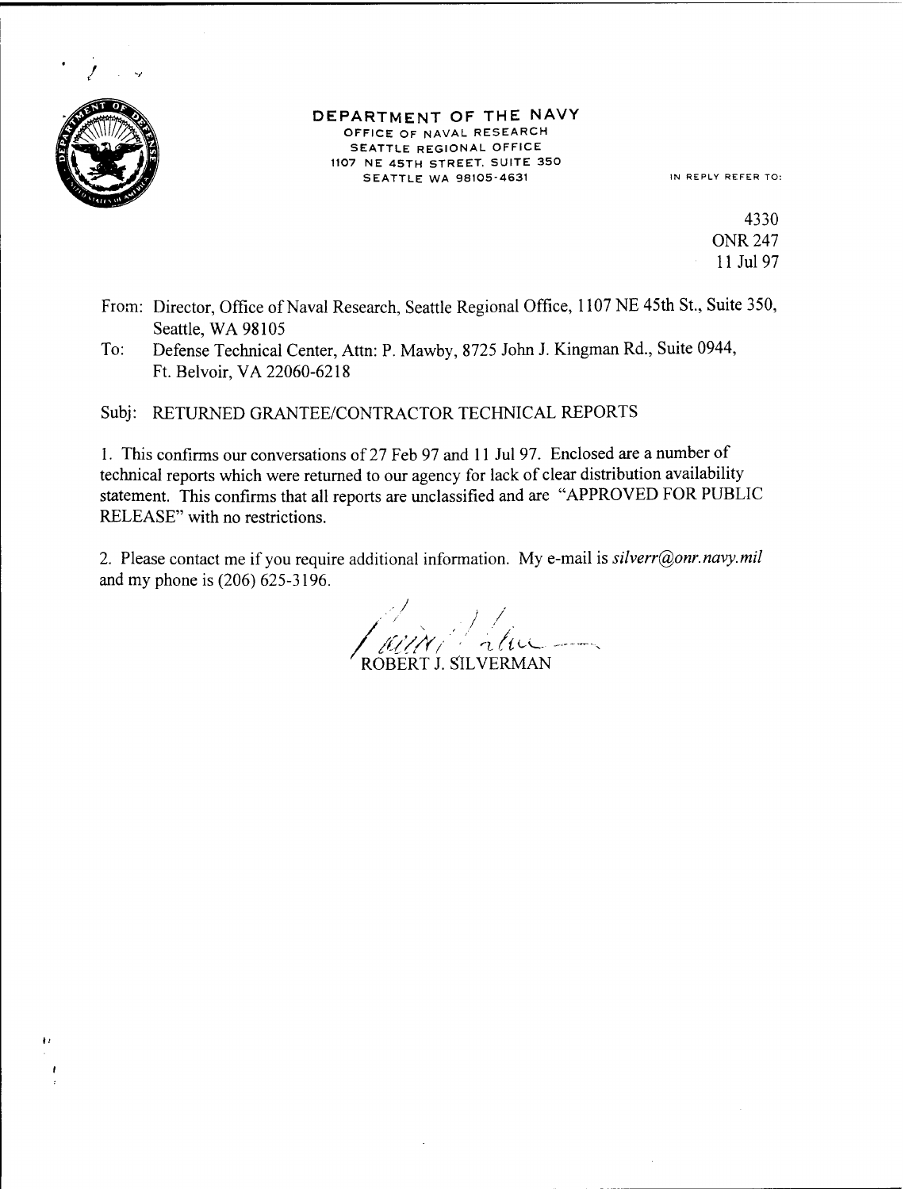**DEPARTMENT OF THE NAVY**
OFFICE OF NAVAL RESEARCH
SEATTLE REGIONAL OFFICE
1107 NE 45TH STREET, SUITE 350
SEATTLE WA 98105-4631

IN REPLY REFER TO:

4330
ONR 247
11 Jul 97

From: Director, Office of Naval Research, Seattle Regional Office, 1107 NE 45th St., Suite 350, Seattle, WA 98105

To: Defense Technical Center, Attn: P. Mawby, 8725 John J. Kingman Rd., Suite 0944, Ft. Belvoir, VA 22060-6218

Subj: RETURNED GRANTEE/CONTRACTOR TECHNICAL REPORTS

1. This confirms our conversations of 27 Feb 97 and 11 Jul 97. Enclosed are a number of technical reports which were returned to our agency for lack of clear distribution availability statement. This confirms that all reports are unclassified and are "APPROVED FOR PUBLIC RELEASE" with no restrictions.

2. Please contact me if you require additional information. My e-mail is *silverr@onr.navy.mil* and my phone is (206) 625-3196.

ROBERT J. SILVERMAN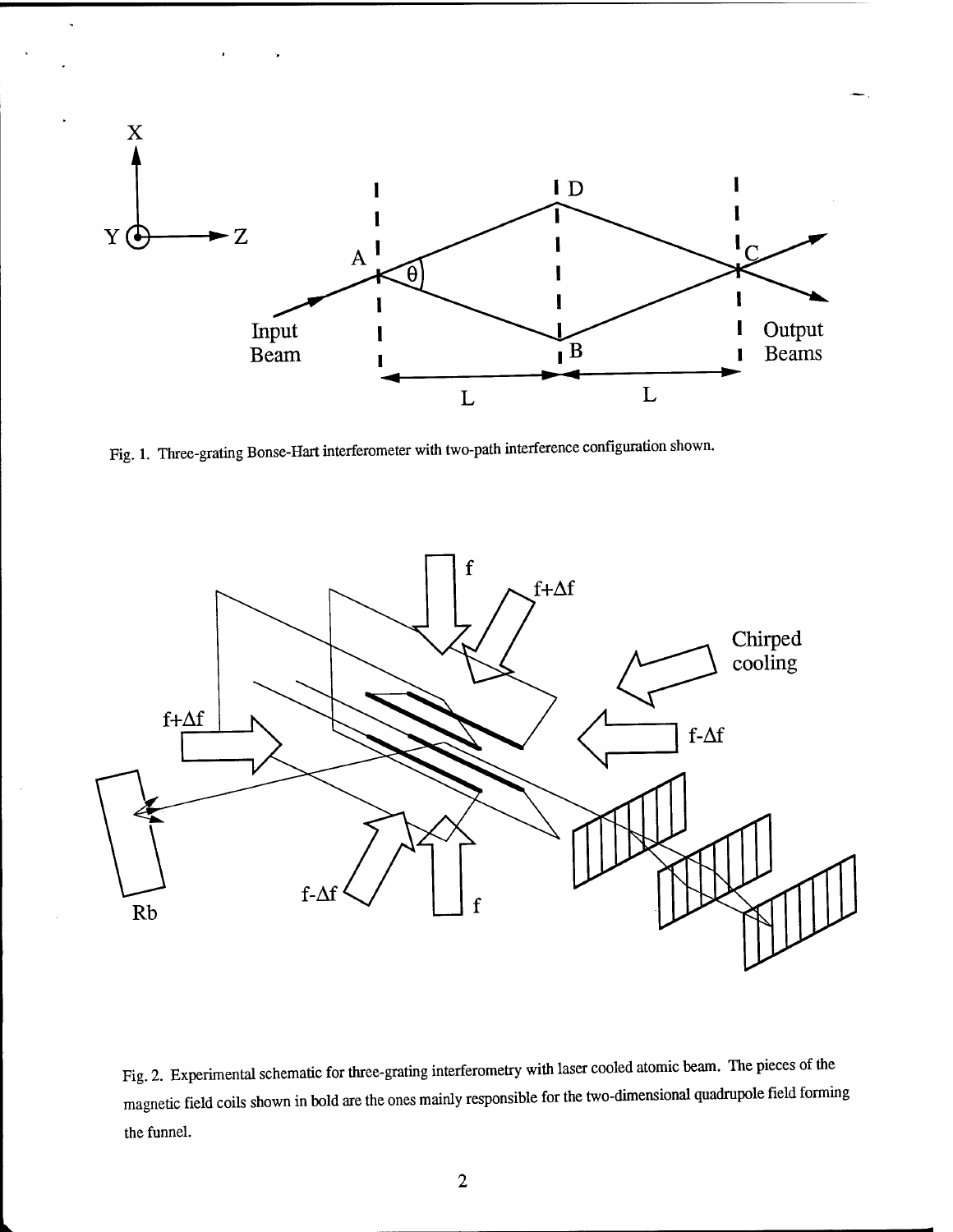Fig. 1. Three-grating Bonse-Hart interferometer with two-path interference configuration shown.

Fig. 2. Experimental schematic for three-grating interferometry with laser cooled atomic beam. The pieces of the magnetic field coils shown in bold are the ones mainly responsible for the two-dimensional quadrupole field forming the funnel.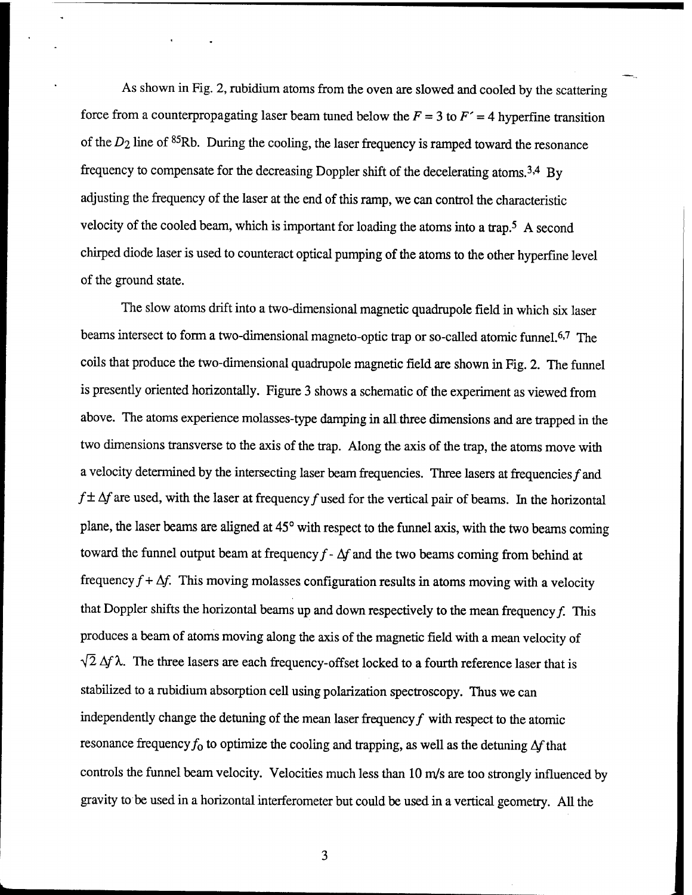As shown in Fig. 2, rubidium atoms from the oven are slowed and cooled by the scattering force from a counterpropagating laser beam tuned below the $F = 3$ to $F' = 4$ hyperfine transition of the $D_2$ line of $^{85}$Rb. During the cooling, the laser frequency is ramped toward the resonance frequency to compensate for the decreasing Doppler shift of the decelerating atoms.[3,4] By adjusting the frequency of the laser at the end of this ramp, we can control the characteristic velocity of the cooled beam, which is important for loading the atoms into a trap.[5] A second chirped diode laser is used to counteract optical pumping of the atoms to the other hyperfine level of the ground state.

The slow atoms drift into a two-dimensional magnetic quadrupole field in which six laser beams intersect to form a two-dimensional magneto-optic trap or so-called atomic funnel.[6,7] The coils that produce the two-dimensional quadrupole magnetic field are shown in Fig. 2. The funnel is presently oriented horizontally. Figure 3 shows a schematic of the experiment as viewed from above. The atoms experience molasses-type damping in all three dimensions and are trapped in the two dimensions transverse to the axis of the trap. Along the axis of the trap, the atoms move with a velocity determined by the intersecting laser beam frequencies. Three lasers at frequencies $f$ and $f \pm \Delta f$ are used, with the laser at frequency $f$ used for the vertical pair of beams. In the horizontal plane, the laser beams are aligned at 45° with respect to the funnel axis, with the two beams coming toward the funnel output beam at frequency $f - \Delta f$ and the two beams coming from behind at frequency $f + \Delta f$. This moving molasses configuration results in atoms moving with a velocity that Doppler shifts the horizontal beams up and down respectively to the mean frequency $f$. This produces a beam of atoms moving along the axis of the magnetic field with a mean velocity of $\sqrt{2}\,\Delta f \lambda$. The three lasers are each frequency-offset locked to a fourth reference laser that is stabilized to a rubidium absorption cell using polarization spectroscopy. Thus we can independently change the detuning of the mean laser frequency $f$ with respect to the atomic resonance frequency $f_0$ to optimize the cooling and trapping, as well as the detuning $\Delta f$ that controls the funnel beam velocity. Velocities much less than 10 m/s are too strongly influenced by gravity to be used in a horizontal interferometer but could be used in a vertical geometry. All the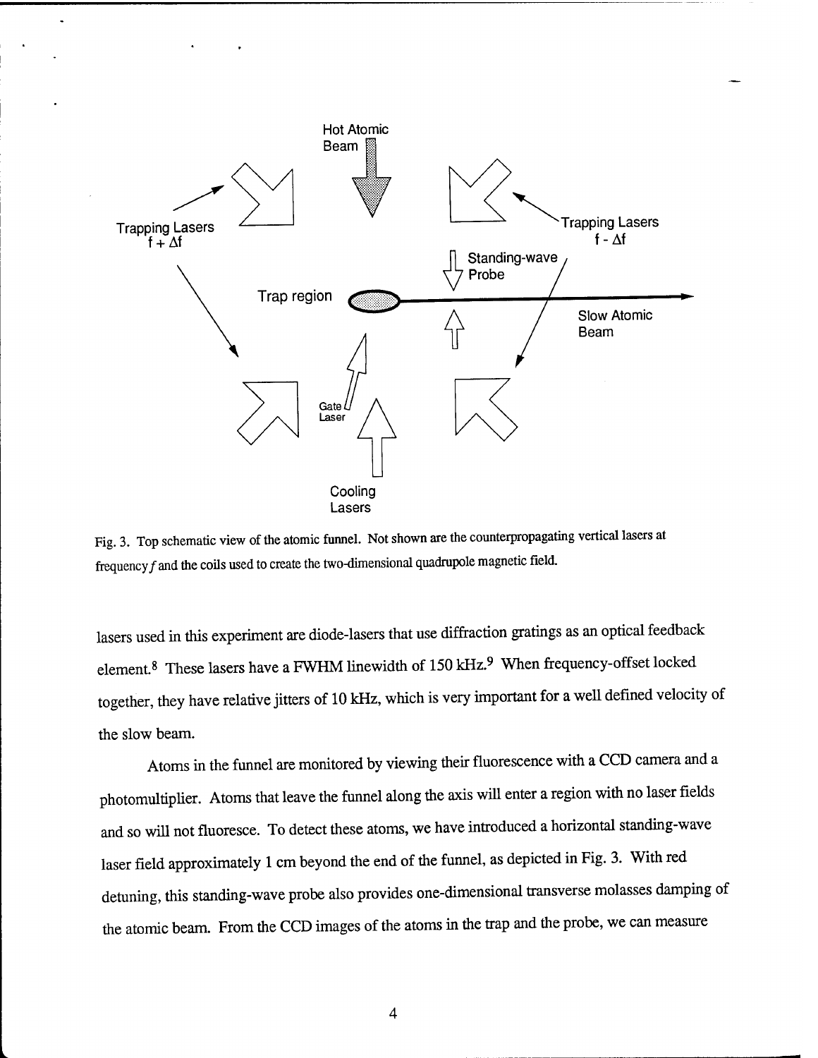Fig. 3. Top schematic view of the atomic funnel. Not shown are the counterpropagating vertical lasers at frequency $f$ and the coils used to create the two-dimensional quadrupole magnetic field.

lasers used in this experiment are diode-lasers that use diffraction gratings as an optical feedback element.[8] These lasers have a FWHM linewidth of 150 kHz.[9] When frequency-offset locked together, they have relative jitters of 10 kHz, which is very important for a well defined velocity of the slow beam.

Atoms in the funnel are monitored by viewing their fluorescence with a CCD camera and a photomultiplier. Atoms that leave the funnel along the axis will enter a region with no laser fields and so will not fluoresce. To detect these atoms, we have introduced a horizontal standing-wave laser field approximately 1 cm beyond the end of the funnel, as depicted in Fig. 3. With red detuning, this standing-wave probe also provides one-dimensional transverse molasses damping of the atomic beam. From the CCD images of the atoms in the trap and the probe, we can measure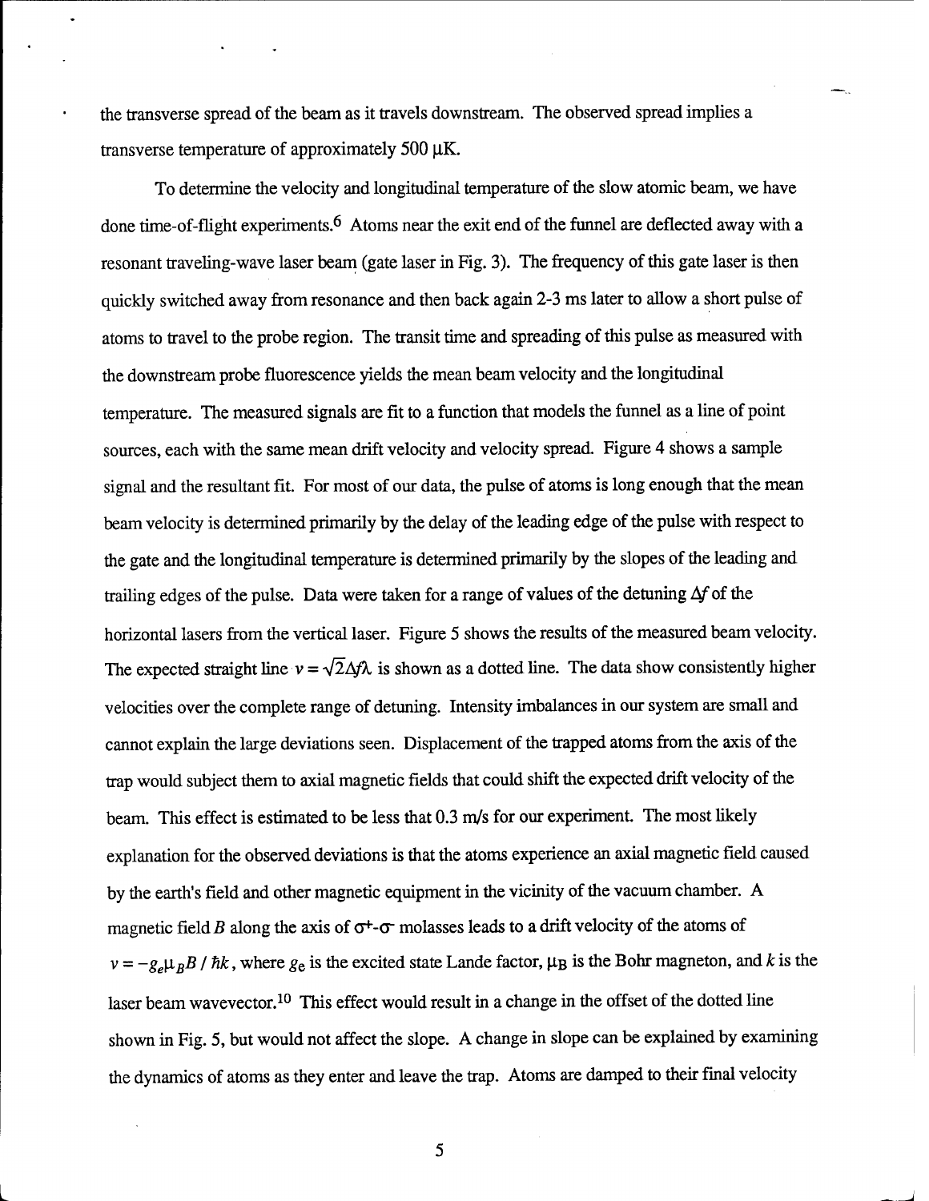the transverse spread of the beam as it travels downstream. The observed spread implies a transverse temperature of approximately 500 μK.

To determine the velocity and longitudinal temperature of the slow atomic beam, we have done time-of-flight experiments.[6] Atoms near the exit end of the funnel are deflected away with a resonant traveling-wave laser beam (gate laser in Fig. 3). The frequency of this gate laser is then quickly switched away from resonance and then back again 2-3 ms later to allow a short pulse of atoms to travel to the probe region. The transit time and spreading of this pulse as measured with the downstream probe fluorescence yields the mean beam velocity and the longitudinal temperature. The measured signals are fit to a function that models the funnel as a line of point sources, each with the same mean drift velocity and velocity spread. Figure 4 shows a sample signal and the resultant fit. For most of our data, the pulse of atoms is long enough that the mean beam velocity is determined primarily by the delay of the leading edge of the pulse with respect to the gate and the longitudinal temperature is determined primarily by the slopes of the leading and trailing edges of the pulse. Data were taken for a range of values of the detuning $\Delta f$ of the horizontal lasers from the vertical laser. Figure 5 shows the results of the measured beam velocity. The expected straight line $v = \sqrt{2}\Delta f\lambda$ is shown as a dotted line. The data show consistently higher velocities over the complete range of detuning. Intensity imbalances in our system are small and cannot explain the large deviations seen. Displacement of the trapped atoms from the axis of the trap would subject them to axial magnetic fields that could shift the expected drift velocity of the beam. This effect is estimated to be less that 0.3 m/s for our experiment. The most likely explanation for the observed deviations is that the atoms experience an axial magnetic field caused by the earth's field and other magnetic equipment in the vicinity of the vacuum chamber. A magnetic field $B$ along the axis of $\sigma^+$-$\sigma^-$ molasses leads to a drift velocity of the atoms of $v = -g_e \mu_B B / \hbar k$, where $g_e$ is the excited state Lande factor, $\mu_B$ is the Bohr magneton, and $k$ is the laser beam wavevector.[10] This effect would result in a change in the offset of the dotted line shown in Fig. 5, but would not affect the slope. A change in slope can be explained by examining the dynamics of atoms as they enter and leave the trap. Atoms are damped to their final velocity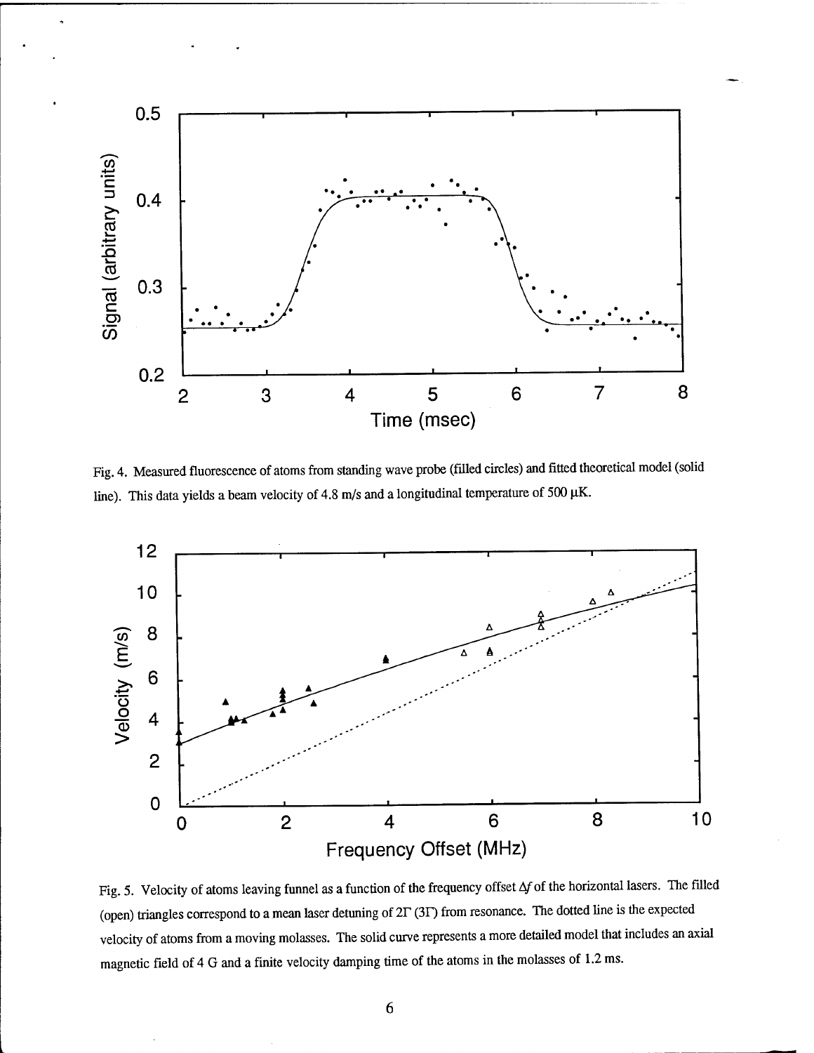Fig. 4. Measured fluorescence of atoms from standing wave probe (filled circles) and fitted theoretical model (solid line). This data yields a beam velocity of 4.8 m/s and a longitudinal temperature of 500 μK.

Fig. 5. Velocity of atoms leaving funnel as a function of the frequency offset $\Delta f$ of the horizontal lasers. The filled (open) triangles correspond to a mean laser detuning of $2\Gamma$ ($3\Gamma$) from resonance. The dotted line is the expected velocity of atoms from a moving molasses. The solid curve represents a more detailed model that includes an axial magnetic field of 4 G and a finite velocity damping time of the atoms in the molasses of 1.2 ms.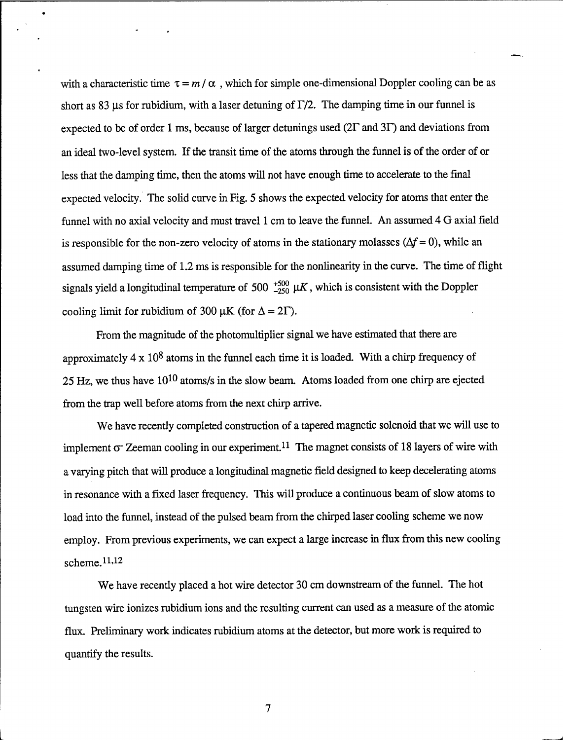with a characteristic time $\tau = m / \alpha$ , which for simple one-dimensional Doppler cooling can be as short as 83 μs for rubidium, with a laser detuning of $\Gamma/2$. The damping time in our funnel is expected to be of order 1 ms, because of larger detunings used ($2\Gamma$ and $3\Gamma$) and deviations from an ideal two-level system. If the transit time of the atoms through the funnel is of the order of or less that the damping time, then the atoms will not have enough time to accelerate to the final expected velocity. The solid curve in Fig. 5 shows the expected velocity for atoms that enter the funnel with no axial velocity and must travel 1 cm to leave the funnel. An assumed 4 G axial field is responsible for the non-zero velocity of atoms in the stationary molasses ($\Delta f = 0$), while an assumed damping time of 1.2 ms is responsible for the nonlinearity in the curve. The time of flight signals yield a longitudinal temperature of $500 \ ^{+500}_{-250} \ \mu K$, which is consistent with the Doppler cooling limit for rubidium of 300 μK (for $\Delta = 2\Gamma$).

From the magnitude of the photomultiplier signal we have estimated that there are approximately $4 \times 10^8$ atoms in the funnel each time it is loaded. With a chirp frequency of 25 Hz, we thus have $10^{10}$ atoms/s in the slow beam. Atoms loaded from one chirp are ejected from the trap well before atoms from the next chirp arrive.

We have recently completed construction of a tapered magnetic solenoid that we will use to implement $\sigma^-$ Zeeman cooling in our experiment.[11] The magnet consists of 18 layers of wire with a varying pitch that will produce a longitudinal magnetic field designed to keep decelerating atoms in resonance with a fixed laser frequency. This will produce a continuous beam of slow atoms to load into the funnel, instead of the pulsed beam from the chirped laser cooling scheme we now employ. From previous experiments, we can expect a large increase in flux from this new cooling scheme.[11,12]

We have recently placed a hot wire detector 30 cm downstream of the funnel. The hot tungsten wire ionizes rubidium ions and the resulting current can used as a measure of the atomic flux. Preliminary work indicates rubidium atoms at the detector, but more work is required to quantify the results.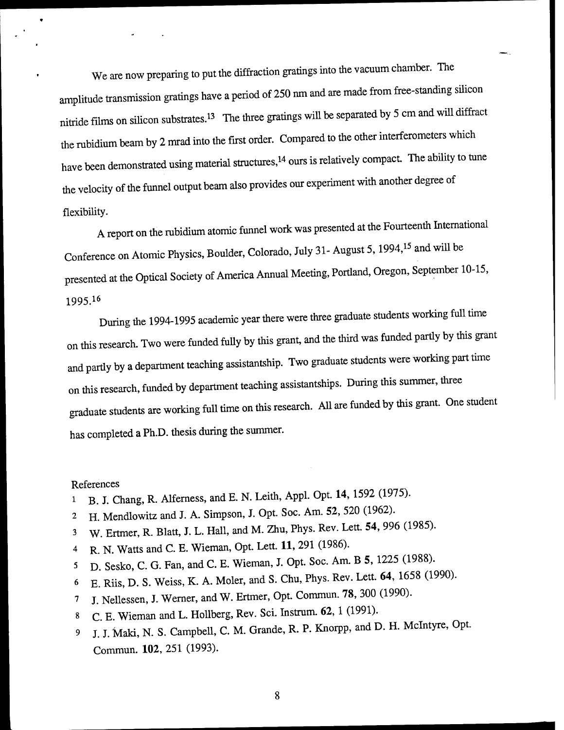We are now preparing to put the diffraction gratings into the vacuum chamber. The amplitude transmission gratings have a period of 250 nm and are made from free-standing silicon nitride films on silicon substrates.[13] The three gratings will be separated by 5 cm and will diffract the rubidium beam by 2 mrad into the first order. Compared to the other interferometers which have been demonstrated using material structures,[14] ours is relatively compact. The ability to tune the velocity of the funnel output beam also provides our experiment with another degree of flexibility.

A report on the rubidium atomic funnel work was presented at the Fourteenth International Conference on Atomic Physics, Boulder, Colorado, July 31- August 5, 1994,[15] and will be presented at the Optical Society of America Annual Meeting, Portland, Oregon, September 10-15, 1995.[16]

During the 1994-1995 academic year there were three graduate students working full time on this research. Two were funded fully by this grant, and the third was funded partly by this grant and partly by a department teaching assistantship. Two graduate students were working part time on this research, funded by department teaching assistantships. During this summer, three graduate students are working full time on this research. All are funded by this grant. One student has completed a Ph.D. thesis during the summer.

References

1. B. J. Chang, R. Alferness, and E. N. Leith, Appl. Opt. **14**, 1592 (1975).
2. H. Mendlowitz and J. A. Simpson, J. Opt. Soc. Am. **52**, 520 (1962).
3. W. Ertmer, R. Blatt, J. L. Hall, and M. Zhu, Phys. Rev. Lett. **54**, 996 (1985).
4. R. N. Watts and C. E. Wieman, Opt. Lett. **11**, 291 (1986).
5. D. Sesko, C. G. Fan, and C. E. Wieman, J. Opt. Soc. Am. B **5**, 1225 (1988).
6. E. Riis, D. S. Weiss, K. A. Moler, and S. Chu, Phys. Rev. Lett. **64**, 1658 (1990).
7. J. Nellessen, J. Werner, and W. Ertmer, Opt. Commun. **78**, 300 (1990).
8. C. E. Wieman and L. Hollberg, Rev. Sci. Instrum. **62**, 1 (1991).
9. J. J. Maki, N. S. Campbell, C. M. Grande, R. P. Knorpp, and D. H. McIntyre, Opt. Commun. **102**, 251 (1993).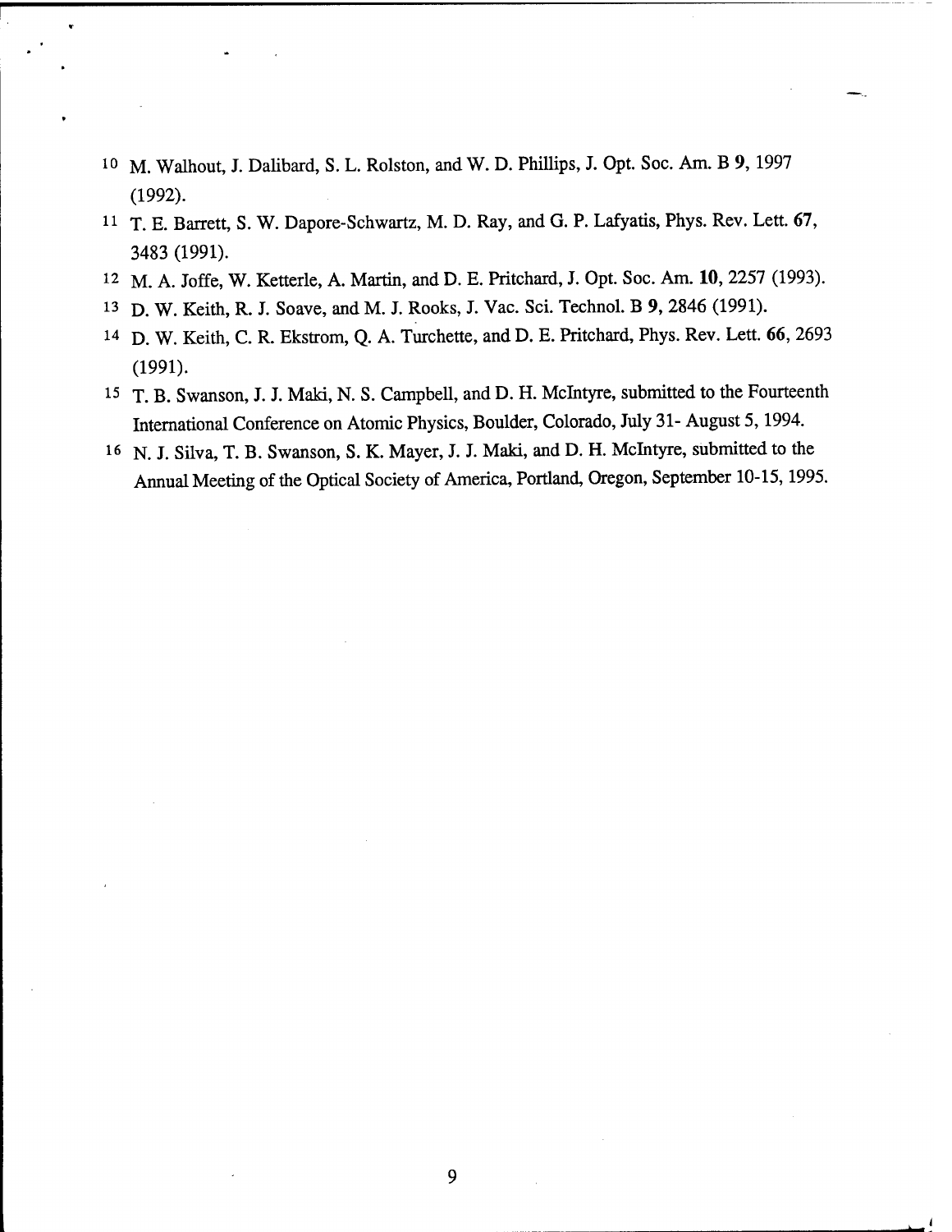10 M. Walhout, J. Dalibard, S. L. Rolston, and W. D. Phillips, J. Opt. Soc. Am. B **9**, 1997 (1992).

11 T. E. Barrett, S. W. Dapore-Schwartz, M. D. Ray, and G. P. Lafyatis, Phys. Rev. Lett. **67**, 3483 (1991).

12 M. A. Joffe, W. Ketterle, A. Martin, and D. E. Pritchard, J. Opt. Soc. Am. **10**, 2257 (1993).

13 D. W. Keith, R. J. Soave, and M. J. Rooks, J. Vac. Sci. Technol. B **9**, 2846 (1991).

14 D. W. Keith, C. R. Ekstrom, Q. A. Turchette, and D. E. Pritchard, Phys. Rev. Lett. **66**, 2693 (1991).

15 T. B. Swanson, J. J. Maki, N. S. Campbell, and D. H. McIntyre, submitted to the Fourteenth International Conference on Atomic Physics, Boulder, Colorado, July 31- August 5, 1994.

16 N. J. Silva, T. B. Swanson, S. K. Mayer, J. J. Maki, and D. H. McIntyre, submitted to the Annual Meeting of the Optical Society of America, Portland, Oregon, September 10-15, 1995.